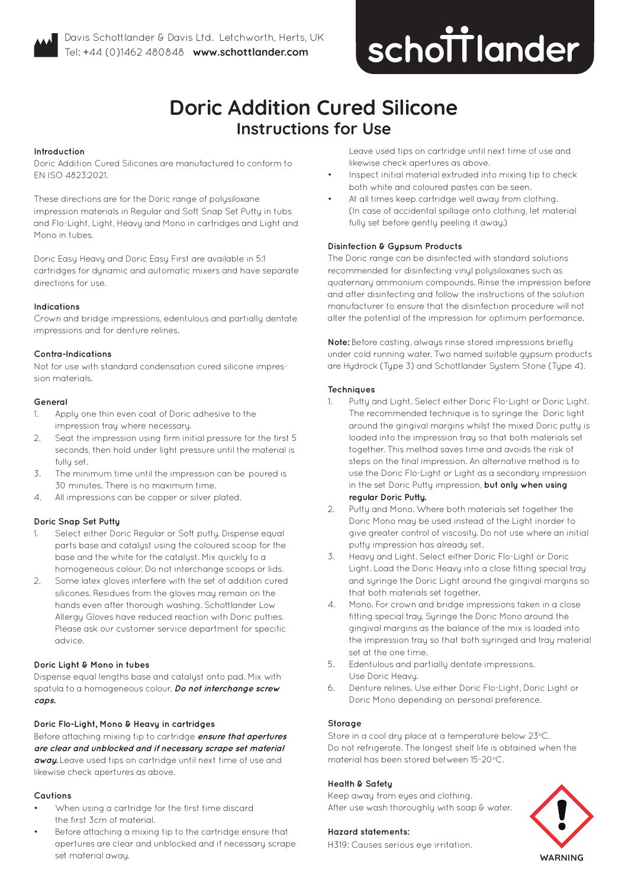Davis Schottlander & Davis Ltd. Letchworth, Herts, UK
Tel: +44 (0)1462 480848 **www.schottlander.com**

schottlander

# Doric Addition Cured Silicone

## Instructions for Use

### Introduction

Doric Addition Cured Silicones are manufactured to conform to EN ISO 4823:2021.

These directions are for the Doric range of polysiloxane impression materials in Regular and Soft Snap Set Putty in tubs and Flo-Light, Light, Heavy and Mono in cartridges and Light and Mono in tubes.

Doric Easy Heavy and Doric Easy First are available in 5:1 cartridges for dynamic and automatic mixers and have separate directions for use.

### Indications

Crown and bridge impressions, edentulous and partially dentate impressions and for denture relines.

### Contra-Indications

Not for use with standard condensation cured silicone impression materials.

### General

1. Apply one thin even coat of Doric adhesive to the impression tray where necessary.
2. Seat the impression using firm initial pressure for the first 5 seconds, then hold under light pressure until the material is fully set.
3. The minimum time until the impression can be poured is 30 minutes. There is no maximum time.
4. All impressions can be copper or silver plated.

### Doric Snap Set Putty

1. Select either Doric Regular or Soft putty. Dispense equal parts base and catalyst using the coloured scoop for the base and the white for the catalyst. Mix quickly to a homogeneous colour. Do not interchange scoops or lids.
2. Some latex gloves interfere with the set of addition cured silicones. Residues from the gloves may remain on the hands even after thorough washing. Schottlander Low Allergy Gloves have reduced reaction with Doric putties. Please ask our customer service department for specific advice.

### Doric Light & Mono in tubes

Dispense equal lengths base and catalyst onto pad. Mix with spatula to a homogeneous colour. ***Do not interchange screw caps.***

### Doric Flo-Light, Mono & Heavy in cartridges

Before attaching mixing tip to cartridge ***ensure that apertures are clear and unblocked and if necessary scrape set material away.*** Leave used tips on cartridge until next time of use and likewise check apertures as above.

### Cautions

- When using a cartridge for the first time discard the first 3cm of material.
- Before attaching a mixing tip to the cartridge ensure that apertures are clear and unblocked and if necessary scrape set material away. Leave used tips on cartridge until next time of use and likewise check apertures as above.
- Inspect initial material extruded into mixing tip to check both white and coloured pastes can be seen.
- At all times keep cartridge well away from clothing. (In case of accidental spillage onto clothing, let material fully set before gently peeling it away.)

### Disinfection & Gypsum Products

The Doric range can be disinfected with standard solutions recommended for disinfecting vinyl polysiloxanes such as quaternary ammonium compounds. Rinse the impression before and after disinfecting and follow the instructions of the solution manufacturer to ensure that the disinfection procedure will not alter the potential of the impression for optimum performance.

**Note:** Before casting, always rinse stored impressions briefly under cold running water. Two named suitable gypsum products are Hydrock (Type 3) and Schottlander System Stone (Type 4).

### Techniques

1. Putty and Light. Select either Doric Flo-Light or Doric Light. The recommended technique is to syringe the Doric light around the gingival margins whilst the mixed Doric putty is loaded into the impression tray so that both materials set together. This method saves time and avoids the risk of steps on the final impression. An alternative method is to use the Doric Flo-Light or Light as a secondary impression in the set Doric Putty impression, **but only when using regular Doric Putty.**
2. Putty and Mono. Where both materials set together the Doric Mono may be used instead of the Light inorder to give greater control of viscosity. Do not use where an initial putty impression has already set.
3. Heavy and Light. Select either Doric Flo-Light or Doric Light. Load the Doric Heavy into a close fitting special tray and syringe the Doric Light around the gingival margins so that both materials set together.
4. Mono. For crown and bridge impressions taken in a close fitting special tray. Syringe the Doric Mono around the gingival margins as the balance of the mix is loaded into the impression tray so that both syringed and tray material set at the one time.
5. Edentulous and partially dentate impressions. Use Doric Heavy.
6. Denture relines. Use either Doric Flo-Light, Doric Light or Doric Mono depending on personal preference.

### Storage

Store in a cool dry place at a temperature below 23°C. Do not refrigerate. The longest shelf life is obtained when the material has been stored between 15-20°C.

### Health & Safety

Keep away from eyes and clothing.
After use wash thoroughly with soap & water.

### Hazard statements:

H319: Causes serious eye irritation.

WARNING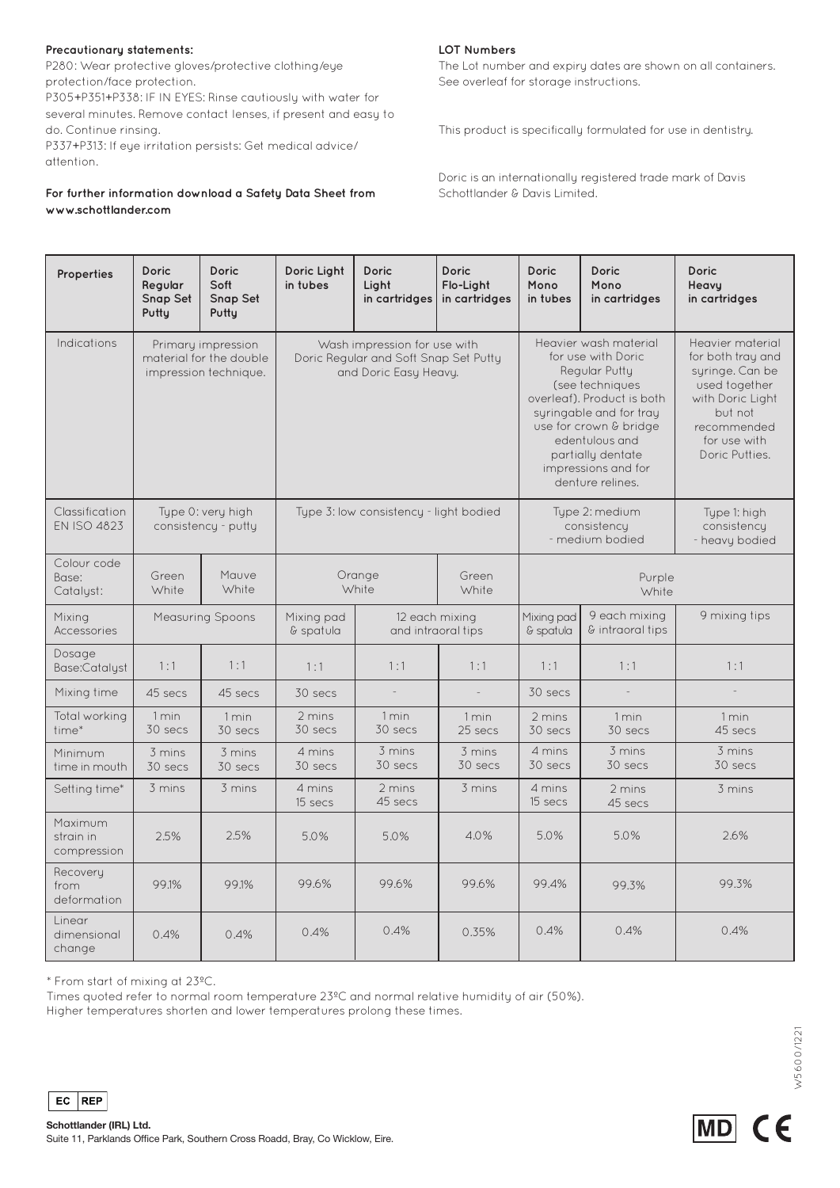**Precautionary statements:**

P280: Wear protective gloves/protective clothing/eye protection/face protection.

P305+P351+P338: IF IN EYES: Rinse cautiously with water for several minutes. Remove contact lenses, if present and easy to do. Continue rinsing.

P337+P313: If eye irritation persists: Get medical advice/ attention.

**For further information download a Safety Data Sheet from www.schottlander.com**

**LOT Numbers**

The Lot number and expiry dates are shown on all containers. See overleaf for storage instructions.

This product is specifically formulated for use in dentistry.

Doric is an internationally registered trade mark of Davis Schottlander & Davis Limited.

| Properties | Doric Regular Snap Set Putty | Doric Soft Snap Set Putty | Doric Light in tubes | Doric Light in cartridges | Doric Flo-Light in cartridges | Doric Mono in tubes | Doric Mono in cartridges | Doric Heavy in cartridges |
|---|---|---|---|---|---|---|---|---|
| Indications | Primary impression material for the double impression technique. | | Wash impression for use with Doric Regular and Soft Snap Set Putty and Doric Easy Heavy. | | | Heavier wash material for use with Doric Regular Putty (see techniques overleaf). Product is both syringable and for tray use for crown & bridge edentulous and partially dentate impressions and for denture relines. | | Heavier material for both tray and syringe. Can be used together with Doric Light but not recommended for use with Doric Putties. |
| Classification EN ISO 4823 | Type 0: very high consistency - putty | | Type 3: low consistency - light bodied | | | Type 2: medium consistency - medium bodied | | Type 1: high consistency - heavy bodied |
| Colour code Base: Catalyst: | Green White | Mauve White | Orange White | | Green White | Purple White | | |
| Mixing Accessories | Measuring Spoons | | Mixing pad & spatula | 12 each mixing and intraoral tips | | Mixing pad & spatula | 9 each mixing & intraoral tips | 9 mixing tips |
| Dosage Base:Catalyst | 1:1 | 1:1 | 1:1 | 1:1 | 1:1 | 1:1 | 1:1 | 1:1 |
| Mixing time | 45 secs | 45 secs | 30 secs | - | - | 30 secs | - | - |
| Total working time* | 1 min 30 secs | 1 min 30 secs | 2 mins 30 secs | 1 min 30 secs | 1 min 25 secs | 2 mins 30 secs | 1 min 30 secs | 1 min 45 secs |
| Minimum time in mouth | 3 mins 30 secs | 3 mins 30 secs | 4 mins 30 secs | 3 mins 30 secs | 3 mins 30 secs | 4 mins 30 secs | 3 mins 30 secs | 3 mins 30 secs |
| Setting time* | 3 mins | 3 mins | 4 mins 15 secs | 2 mins 45 secs | 3 mins | 4 mins 15 secs | 2 mins 45 secs | 3 mins |
| Maximum strain in compression | 2.5% | 2.5% | 5.0% | 5.0% | 4.0% | 5.0% | 5.0% | 2.6% |
| Recovery from deformation | 99.1% | 99.1% | 99.6% | 99.6% | 99.6% | 99.4% | 99.3% | 99.3% |
| Linear dimensional change | 0.4% | 0.4% | 0.4% | 0.4% | 0.35% | 0.4% | 0.4% | 0.4% |

\* From start of mixing at 23ºC.

Times quoted refer to normal room temperature 23ºC and normal relative humidity of air (50%).

Higher temperatures shorten and lower temperatures prolong these times.

EC REP

**Schottlander (IRL) Ltd.**

Suite 11, Parklands Office Park, Southern Cross Roadd, Bray, Co Wicklow, Eire.

MD CE

W5600/1221